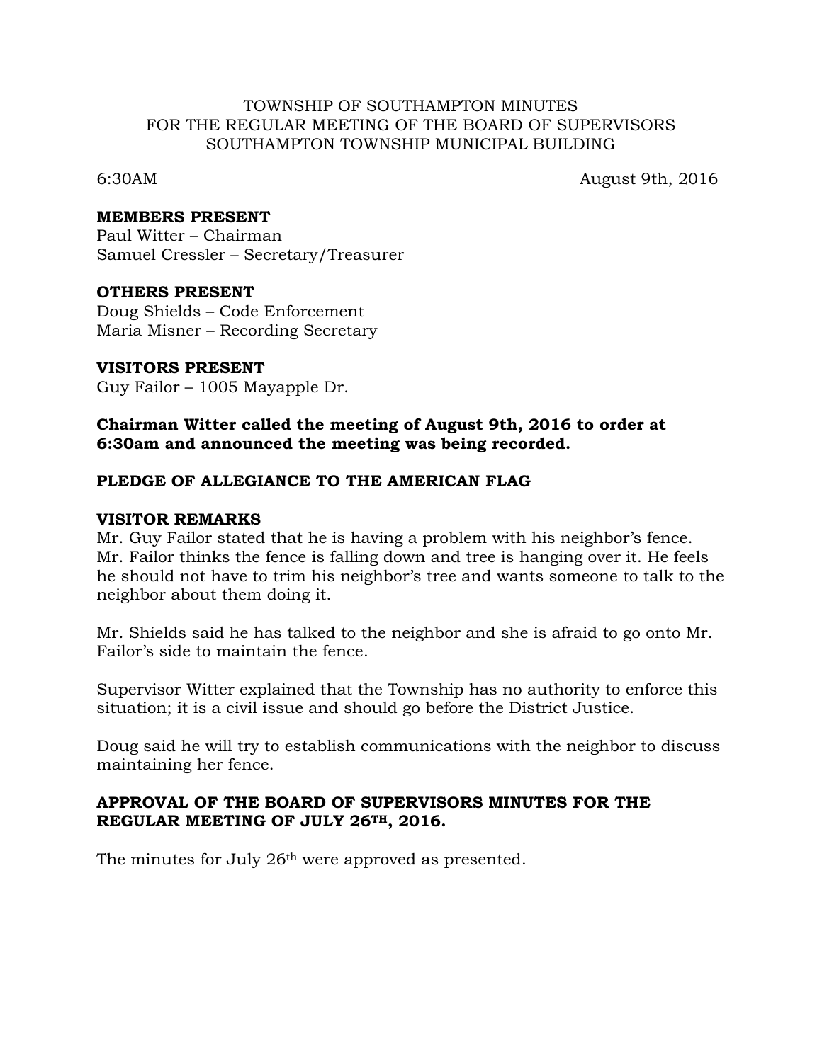TOWNSHIP OF SOUTHAMPTON MINUTES
FOR THE REGULAR MEETING OF THE BOARD OF SUPERVISORS
SOUTHAMPTON TOWNSHIP MUNICIPAL BUILDING

6:30AM August 9th, 2016

**MEMBERS PRESENT**
Paul Witter – Chairman
Samuel Cressler – Secretary/Treasurer

**OTHERS PRESENT**
Doug Shields – Code Enforcement
Maria Misner – Recording Secretary

**VISITORS PRESENT**
Guy Failor – 1005 Mayapple Dr.

**Chairman Witter called the meeting of August 9th, 2016 to order at 6:30am and announced the meeting was being recorded.**

**PLEDGE OF ALLEGIANCE TO THE AMERICAN FLAG**

**VISITOR REMARKS**
Mr. Guy Failor stated that he is having a problem with his neighbor's fence. Mr. Failor thinks the fence is falling down and tree is hanging over it. He feels he should not have to trim his neighbor's tree and wants someone to talk to the neighbor about them doing it.

Mr. Shields said he has talked to the neighbor and she is afraid to go onto Mr. Failor's side to maintain the fence.

Supervisor Witter explained that the Township has no authority to enforce this situation; it is a civil issue and should go before the District Justice.

Doug said he will try to establish communications with the neighbor to discuss maintaining her fence.

**APPROVAL OF THE BOARD OF SUPERVISORS MINUTES FOR THE REGULAR MEETING OF JULY 26TH, 2016.**

The minutes for July 26th were approved as presented.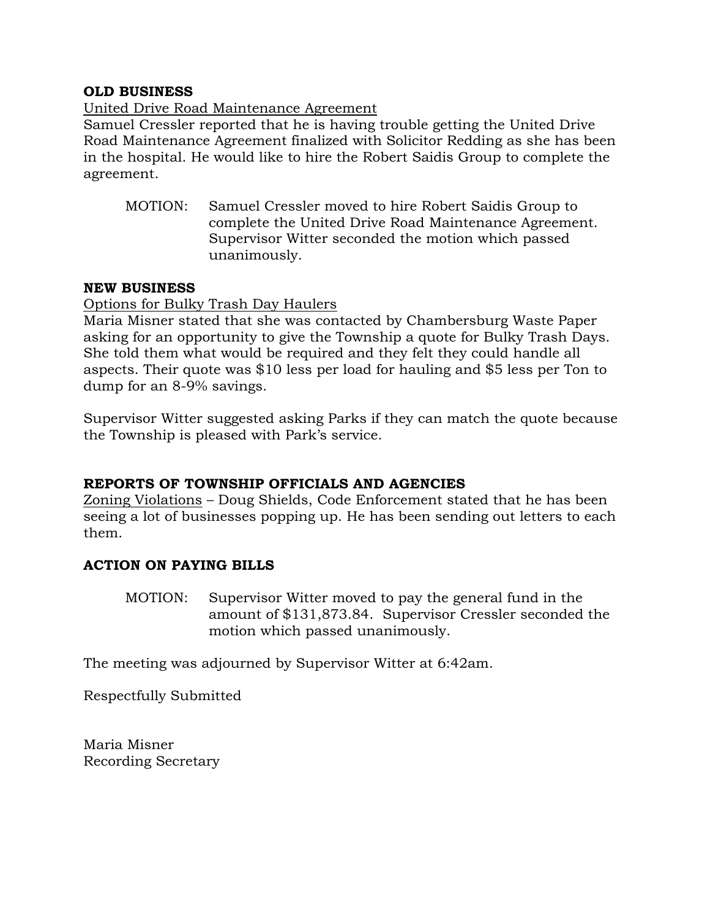## OLD BUSINESS

United Drive Road Maintenance Agreement

Samuel Cressler reported that he is having trouble getting the United Drive Road Maintenance Agreement finalized with Solicitor Redding as she has been in the hospital. He would like to hire the Robert Saidis Group to complete the agreement.

> MOTION: Samuel Cressler moved to hire Robert Saidis Group to complete the United Drive Road Maintenance Agreement. Supervisor Witter seconded the motion which passed unanimously.

## NEW BUSINESS

Options for Bulky Trash Day Haulers

Maria Misner stated that she was contacted by Chambersburg Waste Paper asking for an opportunity to give the Township a quote for Bulky Trash Days. She told them what would be required and they felt they could handle all aspects. Their quote was $10 less per load for hauling and $5 less per Ton to dump for an 8-9% savings.

Supervisor Witter suggested asking Parks if they can match the quote because the Township is pleased with Park's service.

## REPORTS OF TOWNSHIP OFFICIALS AND AGENCIES

Zoning Violations – Doug Shields, Code Enforcement stated that he has been seeing a lot of businesses popping up. He has been sending out letters to each them.

## ACTION ON PAYING BILLS

> MOTION: Supervisor Witter moved to pay the general fund in the amount of $131,873.84. Supervisor Cressler seconded the motion which passed unanimously.

The meeting was adjourned by Supervisor Witter at 6:42am.

Respectfully Submitted

Maria Misner
Recording Secretary